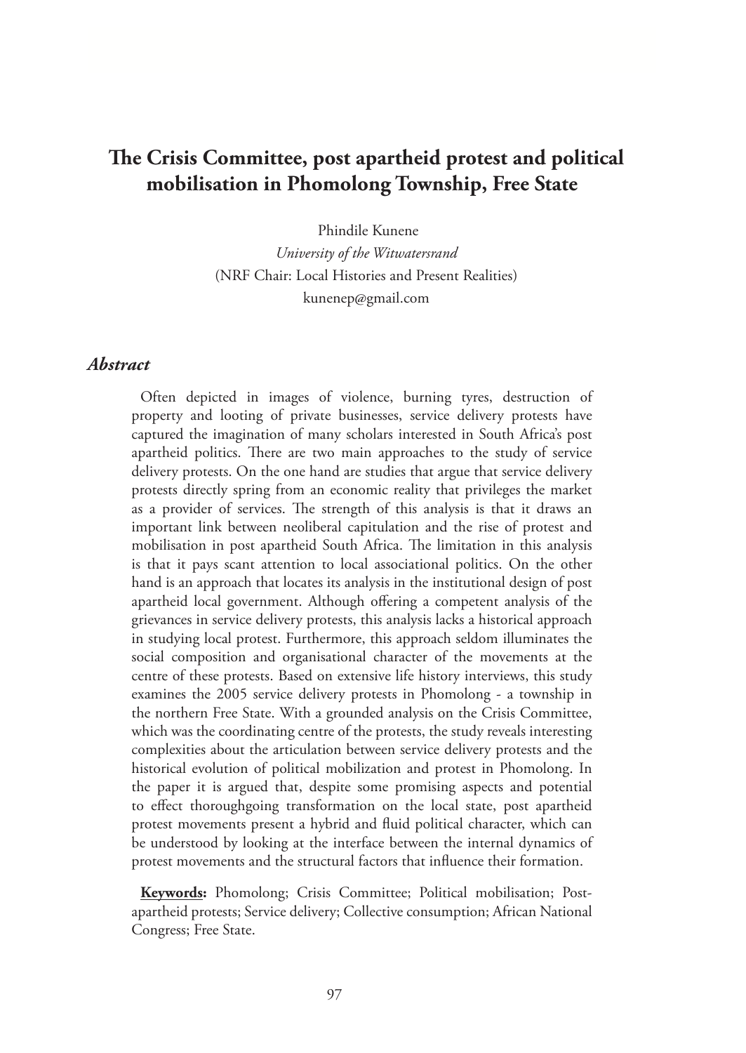# The Crisis Committee, post apartheid protest and political mobilisation in Phomolong Township, Free State

Phindile Kunene

*University of the Witwatersrand*

(NRF Chair: Local Histories and Present Realities)

kunenep@gmail.com

## *Abstract*

Often depicted in images of violence, burning tyres, destruction of property and looting of private businesses, service delivery protests have captured the imagination of many scholars interested in South Africa's post apartheid politics. There are two main approaches to the study of service delivery protests. On the one hand are studies that argue that service delivery protests directly spring from an economic reality that privileges the market as a provider of services. The strength of this analysis is that it draws an important link between neoliberal capitulation and the rise of protest and mobilisation in post apartheid South Africa. The limitation in this analysis is that it pays scant attention to local associational politics. On the other hand is an approach that locates its analysis in the institutional design of post apartheid local government. Although offering a competent analysis of the grievances in service delivery protests, this analysis lacks a historical approach in studying local protest. Furthermore, this approach seldom illuminates the social composition and organisational character of the movements at the centre of these protests. Based on extensive life history interviews, this study examines the 2005 service delivery protests in Phomolong - a township in the northern Free State. With a grounded analysis on the Crisis Committee, which was the coordinating centre of the protests, the study reveals interesting complexities about the articulation between service delivery protests and the historical evolution of political mobilization and protest in Phomolong. In the paper it is argued that, despite some promising aspects and potential to effect thoroughgoing transformation on the local state, post apartheid protest movements present a hybrid and fluid political character, which can be understood by looking at the interface between the internal dynamics of protest movements and the structural factors that influence their formation.

**<u>Keywords</u>:** Phomolong; Crisis Committee; Political mobilisation; Post-apartheid protests; Service delivery; Collective consumption; African National Congress; Free State.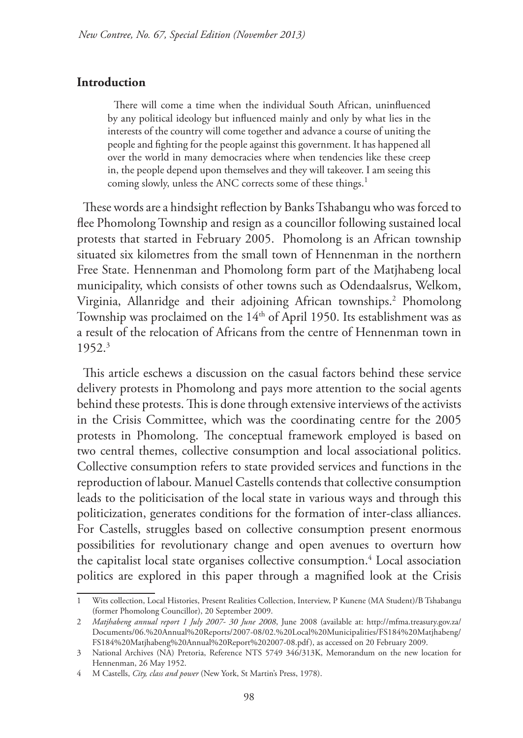## Introduction

> There will come a time when the individual South African, uninfluenced by any political ideology but influenced mainly and only by what lies in the interests of the country will come together and advance a course of uniting the people and fighting for the people against this government. It has happened all over the world in many democracies where when tendencies like these creep in, the people depend upon themselves and they will takeover. I am seeing this coming slowly, unless the ANC corrects some of these things.[1]

These words are a hindsight reflection by Banks Tshabangu who was forced to flee Phomolong Township and resign as a councillor following sustained local protests that started in February 2005. Phomolong is an African township situated six kilometres from the small town of Hennenman in the northern Free State. Hennenman and Phomolong form part of the Matjhabeng local municipality, which consists of other towns such as Odendaalsrus, Welkom, Virginia, Allanridge and their adjoining African townships.[2] Phomolong Township was proclaimed on the 14th of April 1950. Its establishment was as a result of the relocation of Africans from the centre of Hennenman town in 1952.[3]

This article eschews a discussion on the casual factors behind these service delivery protests in Phomolong and pays more attention to the social agents behind these protests. This is done through extensive interviews of the activists in the Crisis Committee, which was the coordinating centre for the 2005 protests in Phomolong. The conceptual framework employed is based on two central themes, collective consumption and local associational politics. Collective consumption refers to state provided services and functions in the reproduction of labour. Manuel Castells contends that collective consumption leads to the politicisation of the local state in various ways and through this politicization, generates conditions for the formation of inter-class alliances. For Castells, struggles based on collective consumption present enormous possibilities for revolutionary change and open avenues to overturn how the capitalist local state organises collective consumption.[4] Local association politics are explored in this paper through a magnified look at the Crisis

---

1 Wits collection, Local Histories, Present Realities Collection, Interview, P Kunene (MA Student)/B Tshabangu (former Phomolong Councillor), 20 September 2009.

2 *Matjhabeng annual report 1 July 2007- 30 June 2008*, June 2008 (available at: http://mfma.treasury.gov.za/Documents/06.%20Annual%20Reports/2007-08/02.%20Local%20Municipalities/FS184%20Matjhabeng/FS184%20Matjhabeng%20Annual%20Report%202007-08.pdf), as accessed on 20 February 2009.

3 National Archives (NA) Pretoria, Reference NTS 5749 346/313K, Memorandum on the new location for Hennenman, 26 May 1952.

4 M Castells, *City, class and power* (New York, St Martin's Press, 1978).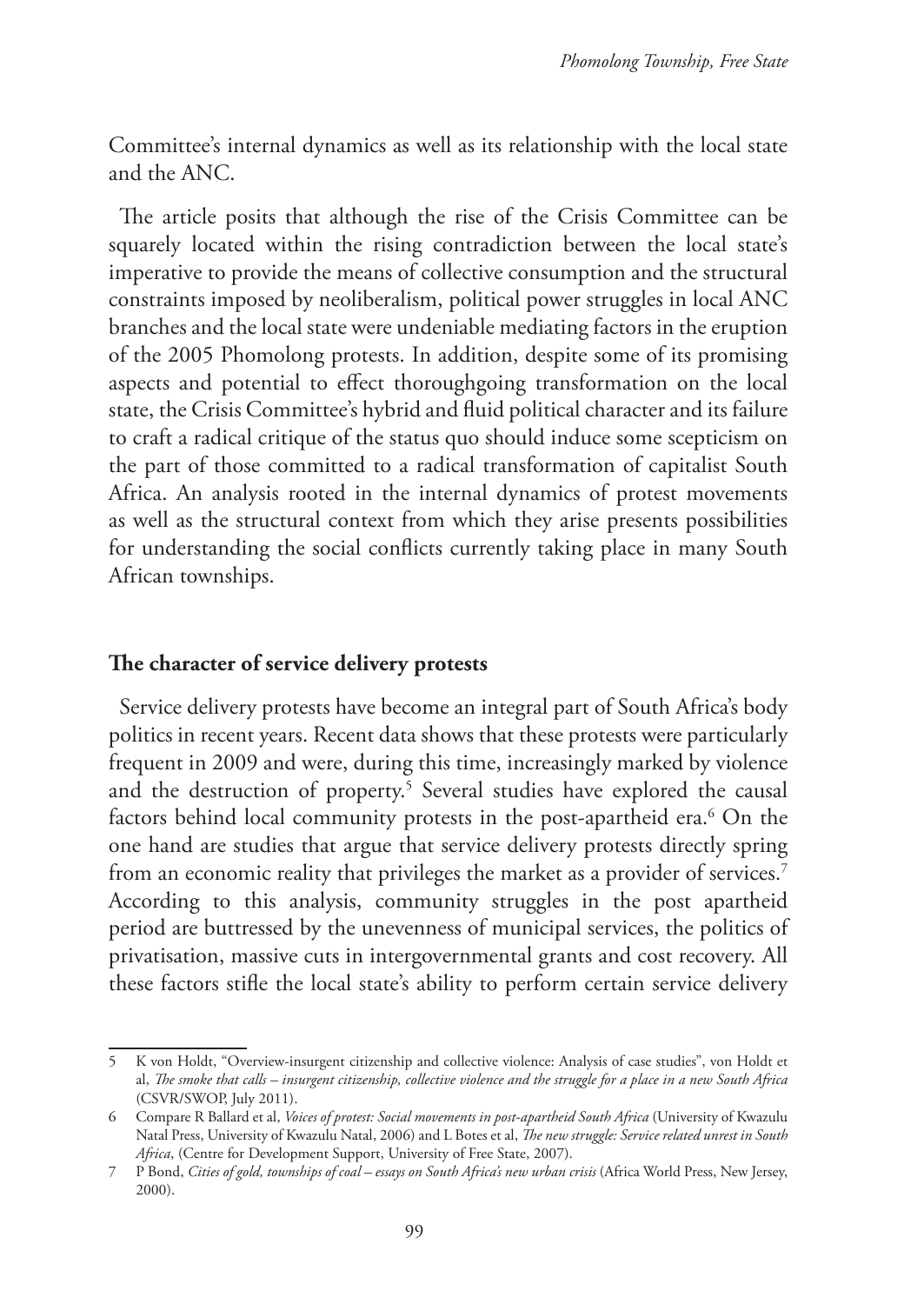Committee's internal dynamics as well as its relationship with the local state and the ANC.

The article posits that although the rise of the Crisis Committee can be squarely located within the rising contradiction between the local state's imperative to provide the means of collective consumption and the structural constraints imposed by neoliberalism, political power struggles in local ANC branches and the local state were undeniable mediating factors in the eruption of the 2005 Phomolong protests. In addition, despite some of its promising aspects and potential to effect thoroughgoing transformation on the local state, the Crisis Committee's hybrid and fluid political character and its failure to craft a radical critique of the status quo should induce some scepticism on the part of those committed to a radical transformation of capitalist South Africa. An analysis rooted in the internal dynamics of protest movements as well as the structural context from which they arise presents possibilities for understanding the social conflicts currently taking place in many South African townships.

## The character of service delivery protests

Service delivery protests have become an integral part of South Africa's body politics in recent years. Recent data shows that these protests were particularly frequent in 2009 and were, during this time, increasingly marked by violence and the destruction of property.[5] Several studies have explored the causal factors behind local community protests in the post-apartheid era.[6] On the one hand are studies that argue that service delivery protests directly spring from an economic reality that privileges the market as a provider of services.[7] According to this analysis, community struggles in the post apartheid period are buttressed by the unevenness of municipal services, the politics of privatisation, massive cuts in intergovernmental grants and cost recovery. All these factors stifle the local state's ability to perform certain service delivery

---

5 K von Holdt, "Overview-insurgent citizenship and collective violence: Analysis of case studies", von Holdt et al, *The smoke that calls – insurgent citizenship, collective violence and the struggle for a place in a new South Africa* (CSVR/SWOP, July 2011).

6 Compare R Ballard et al, *Voices of protest: Social movements in post-apartheid South Africa* (University of Kwazulu Natal Press, University of Kwazulu Natal, 2006) and L Botes et al, *The new struggle: Service related unrest in South Africa*, (Centre for Development Support, University of Free State, 2007).

7 P Bond, *Cities of gold, townships of coal – essays on South Africa's new urban crisis* (Africa World Press, New Jersey, 2000).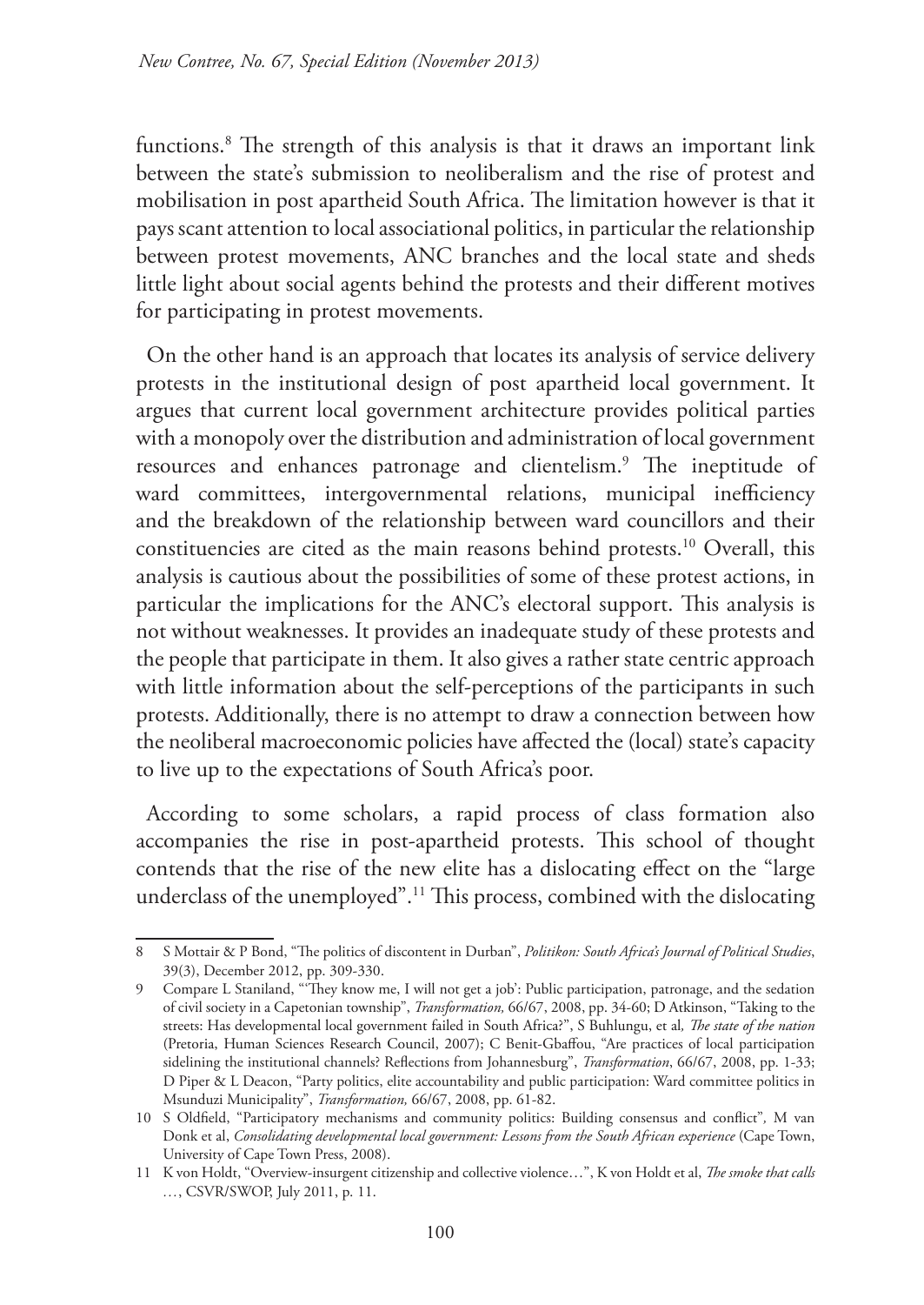functions.[8] The strength of this analysis is that it draws an important link between the state's submission to neoliberalism and the rise of protest and mobilisation in post apartheid South Africa. The limitation however is that it pays scant attention to local associational politics, in particular the relationship between protest movements, ANC branches and the local state and sheds little light about social agents behind the protests and their different motives for participating in protest movements.

On the other hand is an approach that locates its analysis of service delivery protests in the institutional design of post apartheid local government. It argues that current local government architecture provides political parties with a monopoly over the distribution and administration of local government resources and enhances patronage and clientelism.[9] The ineptitude of ward committees, intergovernmental relations, municipal inefficiency and the breakdown of the relationship between ward councillors and their constituencies are cited as the main reasons behind protests.[10] Overall, this analysis is cautious about the possibilities of some of these protest actions, in particular the implications for the ANC's electoral support. This analysis is not without weaknesses. It provides an inadequate study of these protests and the people that participate in them. It also gives a rather state centric approach with little information about the self-perceptions of the participants in such protests. Additionally, there is no attempt to draw a connection between how the neoliberal macroeconomic policies have affected the (local) state's capacity to live up to the expectations of South Africa's poor.

According to some scholars, a rapid process of class formation also accompanies the rise in post-apartheid protests. This school of thought contends that the rise of the new elite has a dislocating effect on the "large underclass of the unemployed".[11] This process, combined with the dislocating

---

8 S Mottair & P Bond, "The politics of discontent in Durban", *Politikon: South Africa's Journal of Political Studies*, 39(3), December 2012, pp. 309-330.

9 Compare L Staniland, "'They know me, I will not get a job': Public participation, patronage, and the sedation of civil society in a Capetonian township", *Transformation,* 66/67, 2008, pp. 34-60; D Atkinson, "Taking to the streets: Has developmental local government failed in South Africa?", S Buhlungu, et al*, The state of the nation* (Pretoria, Human Sciences Research Council, 2007); C Benit-Gbaffou, "Are practices of local participation sidelining the institutional channels? Reflections from Johannesburg", *Transformation*, 66/67, 2008, pp. 1-33; D Piper & L Deacon, "Party politics, elite accountability and public participation: Ward committee politics in Msunduzi Municipality", *Transformation,* 66/67, 2008, pp. 61-82.

10 S Oldfield, "Participatory mechanisms and community politics: Building consensus and conflict", M van Donk et al, *Consolidating developmental local government: Lessons from the South African experience* (Cape Town, University of Cape Town Press, 2008).

11 K von Holdt, "Overview-insurgent citizenship and collective violence…", K von Holdt et al, *The smoke that calls …*, CSVR/SWOP, July 2011, p. 11.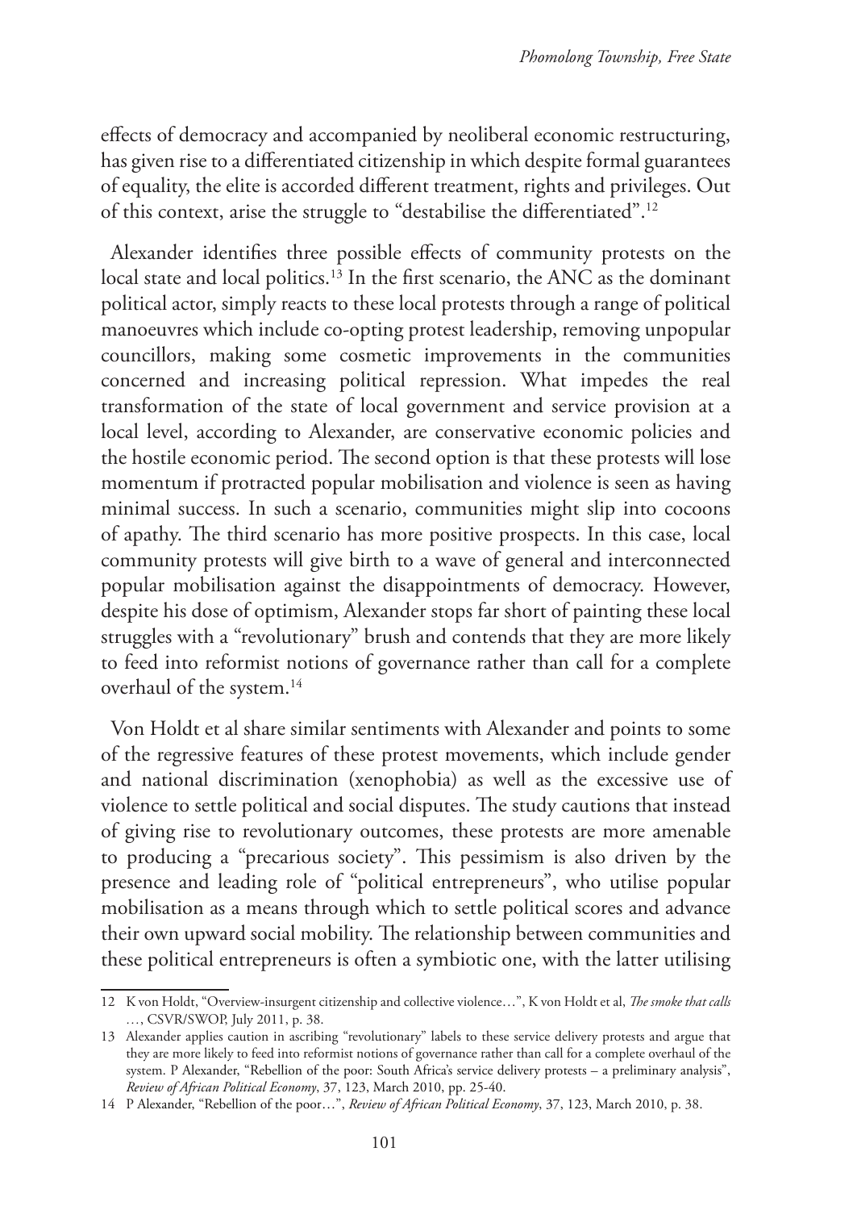effects of democracy and accompanied by neoliberal economic restructuring, has given rise to a differentiated citizenship in which despite formal guarantees of equality, the elite is accorded different treatment, rights and privileges. Out of this context, arise the struggle to "destabilise the differentiated".[12]

Alexander identifies three possible effects of community protests on the local state and local politics.[13] In the first scenario, the ANC as the dominant political actor, simply reacts to these local protests through a range of political manoeuvres which include co-opting protest leadership, removing unpopular councillors, making some cosmetic improvements in the communities concerned and increasing political repression. What impedes the real transformation of the state of local government and service provision at a local level, according to Alexander, are conservative economic policies and the hostile economic period. The second option is that these protests will lose momentum if protracted popular mobilisation and violence is seen as having minimal success. In such a scenario, communities might slip into cocoons of apathy. The third scenario has more positive prospects. In this case, local community protests will give birth to a wave of general and interconnected popular mobilisation against the disappointments of democracy. However, despite his dose of optimism, Alexander stops far short of painting these local struggles with a "revolutionary" brush and contends that they are more likely to feed into reformist notions of governance rather than call for a complete overhaul of the system.[14]

Von Holdt et al share similar sentiments with Alexander and points to some of the regressive features of these protest movements, which include gender and national discrimination (xenophobia) as well as the excessive use of violence to settle political and social disputes. The study cautions that instead of giving rise to revolutionary outcomes, these protests are more amenable to producing a "precarious society". This pessimism is also driven by the presence and leading role of "political entrepreneurs", who utilise popular mobilisation as a means through which to settle political scores and advance their own upward social mobility. The relationship between communities and these political entrepreneurs is often a symbiotic one, with the latter utilising

---

12 K von Holdt, "Overview-insurgent citizenship and collective violence…", K von Holdt et al, *The smoke that calls* …, CSVR/SWOP, July 2011, p. 38.

13 Alexander applies caution in ascribing "revolutionary" labels to these service delivery protests and argue that they are more likely to feed into reformist notions of governance rather than call for a complete overhaul of the system. P Alexander, "Rebellion of the poor: South Africa's service delivery protests – a preliminary analysis", *Review of African Political Economy*, 37, 123, March 2010, pp. 25-40.

14 P Alexander, "Rebellion of the poor…", *Review of African Political Economy*, 37, 123, March 2010, p. 38.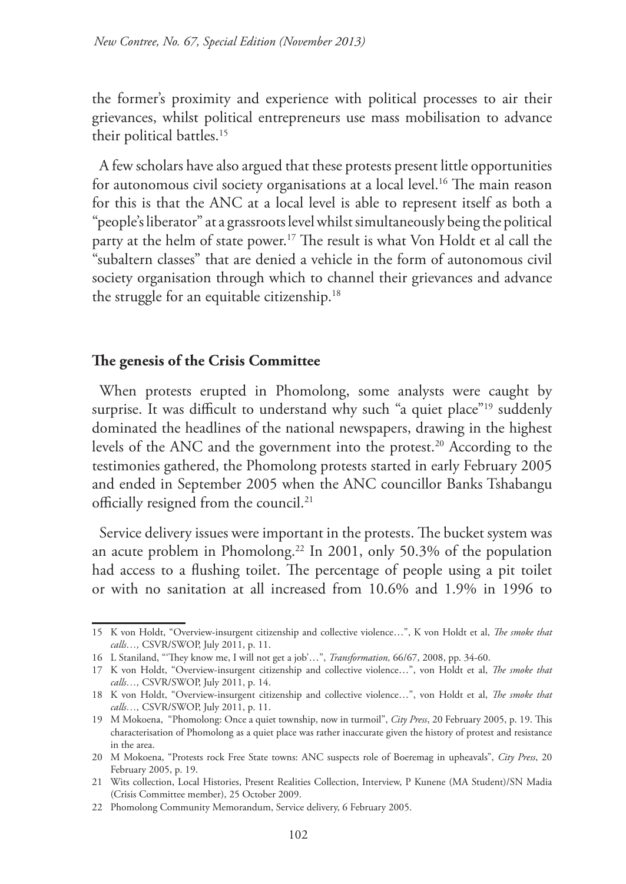the former's proximity and experience with political processes to air their grievances, whilst political entrepreneurs use mass mobilisation to advance their political battles.[15]

A few scholars have also argued that these protests present little opportunities for autonomous civil society organisations at a local level.[16] The main reason for this is that the ANC at a local level is able to represent itself as both a "people's liberator" at a grassroots level whilst simultaneously being the political party at the helm of state power.[17] The result is what Von Holdt et al call the "subaltern classes" that are denied a vehicle in the form of autonomous civil society organisation through which to channel their grievances and advance the struggle for an equitable citizenship.[18]

## The genesis of the Crisis Committee

When protests erupted in Phomolong, some analysts were caught by surprise. It was difficult to understand why such "a quiet place"[19] suddenly dominated the headlines of the national newspapers, drawing in the highest levels of the ANC and the government into the protest.[20] According to the testimonies gathered, the Phomolong protests started in early February 2005 and ended in September 2005 when the ANC councillor Banks Tshabangu officially resigned from the council.[21]

Service delivery issues were important in the protests. The bucket system was an acute problem in Phomolong.[22] In 2001, only 50.3% of the population had access to a flushing toilet. The percentage of people using a pit toilet or with no sanitation at all increased from 10.6% and 1.9% in 1996 to

---

15 K von Holdt, "Overview-insurgent citizenship and collective violence…", K von Holdt et al, *The smoke that calls…,* CSVR/SWOP, July 2011, p. 11.

16 L Staniland, "'They know me, I will not get a job'…", *Transformation,* 66/67, 2008, pp. 34-60.

17 K von Holdt, "Overview-insurgent citizenship and collective violence…", von Holdt et al, *The smoke that calls…,* CSVR/SWOP, July 2011, p. 14.

18 K von Holdt, "Overview-insurgent citizenship and collective violence…", von Holdt et al, *The smoke that calls…,* CSVR/SWOP, July 2011, p. 11.

19 M Mokoena, "Phomolong: Once a quiet township, now in turmoil", *City Press*, 20 February 2005, p. 19. This characterisation of Phomolong as a quiet place was rather inaccurate given the history of protest and resistance in the area.

20 M Mokoena, "Protests rock Free State towns: ANC suspects role of Boeremag in upheavals", *City Press*, 20 February 2005, p. 19.

21 Wits collection, Local Histories, Present Realities Collection, Interview, P Kunene (MA Student)/SN Madia (Crisis Committee member), 25 October 2009.

22 Phomolong Community Memorandum, Service delivery, 6 February 2005.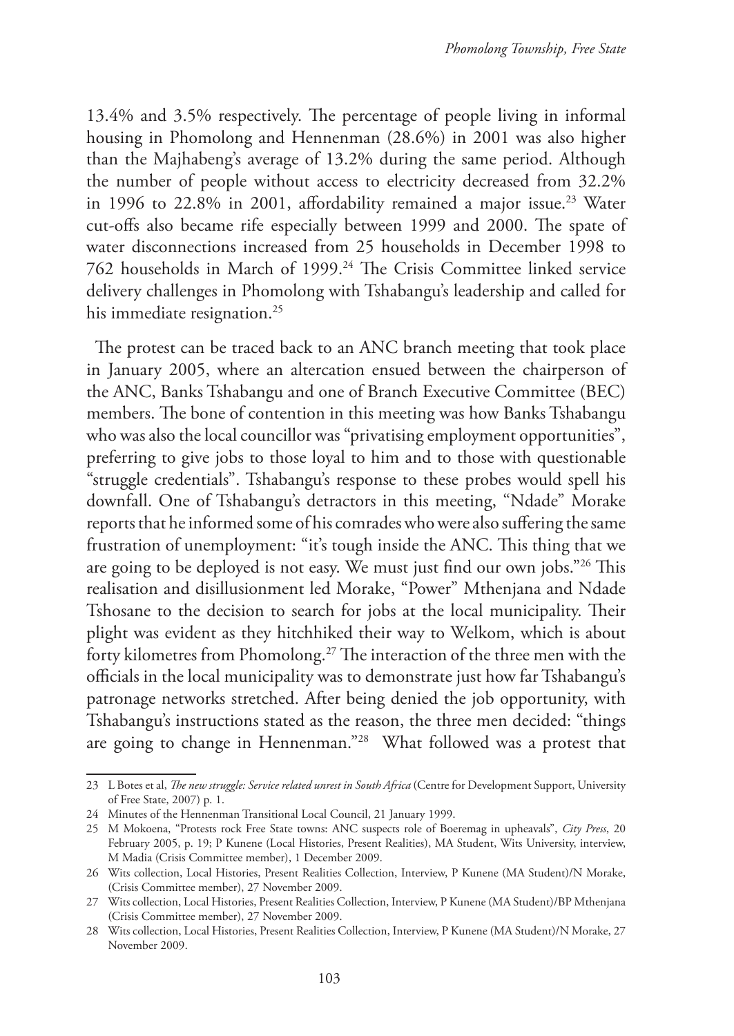13.4% and 3.5% respectively. The percentage of people living in informal housing in Phomolong and Hennenman (28.6%) in 2001 was also higher than the Majhabeng's average of 13.2% during the same period. Although the number of people without access to electricity decreased from 32.2% in 1996 to 22.8% in 2001, affordability remained a major issue.[23] Water cut-offs also became rife especially between 1999 and 2000. The spate of water disconnections increased from 25 households in December 1998 to 762 households in March of 1999.[24] The Crisis Committee linked service delivery challenges in Phomolong with Tshabangu's leadership and called for his immediate resignation.[25]

The protest can be traced back to an ANC branch meeting that took place in January 2005, where an altercation ensued between the chairperson of the ANC, Banks Tshabangu and one of Branch Executive Committee (BEC) members. The bone of contention in this meeting was how Banks Tshabangu who was also the local councillor was "privatising employment opportunities", preferring to give jobs to those loyal to him and to those with questionable "struggle credentials". Tshabangu's response to these probes would spell his downfall. One of Tshabangu's detractors in this meeting, "Ndade" Morake reports that he informed some of his comrades who were also suffering the same frustration of unemployment: "it's tough inside the ANC. This thing that we are going to be deployed is not easy. We must just find our own jobs."[26] This realisation and disillusionment led Morake, "Power" Mthenjana and Ndade Tshosane to the decision to search for jobs at the local municipality. Their plight was evident as they hitchhiked their way to Welkom, which is about forty kilometres from Phomolong.[27] The interaction of the three men with the officials in the local municipality was to demonstrate just how far Tshabangu's patronage networks stretched. After being denied the job opportunity, with Tshabangu's instructions stated as the reason, the three men decided: "things are going to change in Hennenman."[28] What followed was a protest that

---

23 L Botes et al, *The new struggle: Service related unrest in South Africa* (Centre for Development Support, University of Free State, 2007) p. 1.

24 Minutes of the Hennenman Transitional Local Council, 21 January 1999.

25 M Mokoena, "Protests rock Free State towns: ANC suspects role of Boeremag in upheavals", *City Press*, 20 February 2005, p. 19; P Kunene (Local Histories, Present Realities), MA Student, Wits University, interview, M Madia (Crisis Committee member), 1 December 2009.

26 Wits collection, Local Histories, Present Realities Collection, Interview, P Kunene (MA Student)/N Morake, (Crisis Committee member), 27 November 2009.

27 Wits collection, Local Histories, Present Realities Collection, Interview, P Kunene (MA Student)/BP Mthenjana (Crisis Committee member), 27 November 2009.

28 Wits collection, Local Histories, Present Realities Collection, Interview, P Kunene (MA Student)/N Morake, 27 November 2009.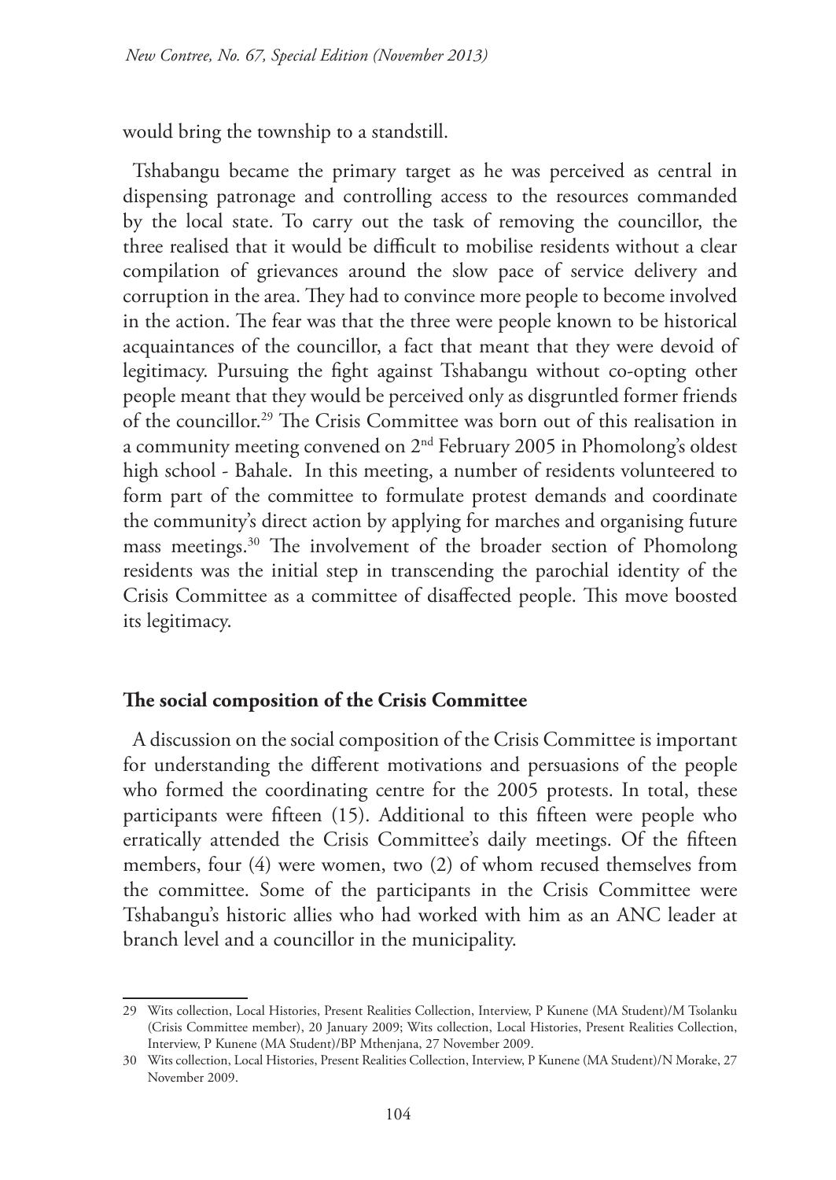would bring the township to a standstill.

Tshabangu became the primary target as he was perceived as central in dispensing patronage and controlling access to the resources commanded by the local state. To carry out the task of removing the councillor, the three realised that it would be difficult to mobilise residents without a clear compilation of grievances around the slow pace of service delivery and corruption in the area. They had to convince more people to become involved in the action. The fear was that the three were people known to be historical acquaintances of the councillor, a fact that meant that they were devoid of legitimacy. Pursuing the fight against Tshabangu without co-opting other people meant that they would be perceived only as disgruntled former friends of the councillor.[29] The Crisis Committee was born out of this realisation in a community meeting convened on 2nd February 2005 in Phomolong's oldest high school - Bahale. In this meeting, a number of residents volunteered to form part of the committee to formulate protest demands and coordinate the community's direct action by applying for marches and organising future mass meetings.[30] The involvement of the broader section of Phomolong residents was the initial step in transcending the parochial identity of the Crisis Committee as a committee of disaffected people. This move boosted its legitimacy.

## The social composition of the Crisis Committee

A discussion on the social composition of the Crisis Committee is important for understanding the different motivations and persuasions of the people who formed the coordinating centre for the 2005 protests. In total, these participants were fifteen (15). Additional to this fifteen were people who erratically attended the Crisis Committee's daily meetings. Of the fifteen members, four (4) were women, two (2) of whom recused themselves from the committee. Some of the participants in the Crisis Committee were Tshabangu's historic allies who had worked with him as an ANC leader at branch level and a councillor in the municipality.

---

29 Wits collection, Local Histories, Present Realities Collection, Interview, P Kunene (MA Student)/M Tsolanku (Crisis Committee member), 20 January 2009; Wits collection, Local Histories, Present Realities Collection, Interview, P Kunene (MA Student)/BP Mthenjana, 27 November 2009.

30 Wits collection, Local Histories, Present Realities Collection, Interview, P Kunene (MA Student)/N Morake, 27 November 2009.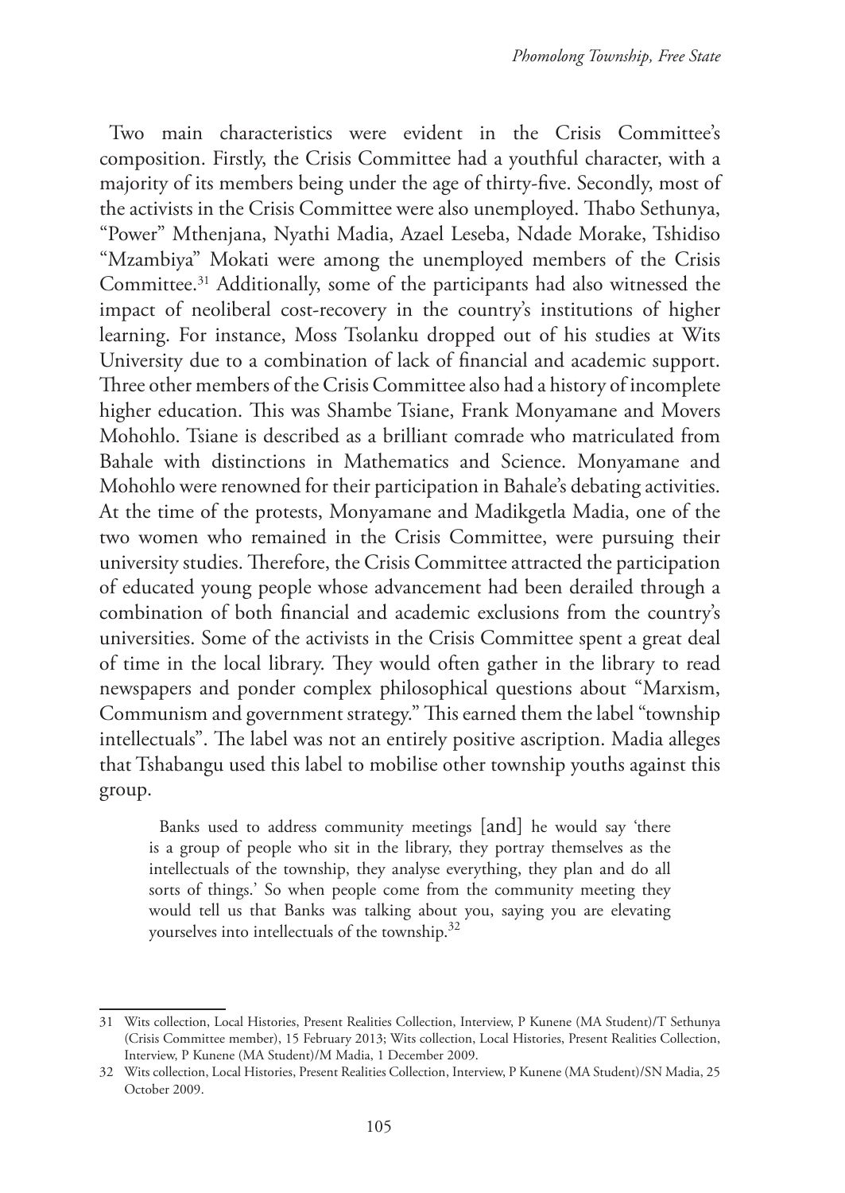Two main characteristics were evident in the Crisis Committee's composition. Firstly, the Crisis Committee had a youthful character, with a majority of its members being under the age of thirty-five. Secondly, most of the activists in the Crisis Committee were also unemployed. Thabo Sethunya, "Power" Mthenjana, Nyathi Madia, Azael Leseba, Ndade Morake, Tshidiso "Mzambiya" Mokati were among the unemployed members of the Crisis Committee.[31] Additionally, some of the participants had also witnessed the impact of neoliberal cost-recovery in the country's institutions of higher learning. For instance, Moss Tsolanku dropped out of his studies at Wits University due to a combination of lack of financial and academic support. Three other members of the Crisis Committee also had a history of incomplete higher education. This was Shambe Tsiane, Frank Monyamane and Movers Mohohlo. Tsiane is described as a brilliant comrade who matriculated from Bahale with distinctions in Mathematics and Science. Monyamane and Mohohlo were renowned for their participation in Bahale's debating activities. At the time of the protests, Monyamane and Madikgetla Madia, one of the two women who remained in the Crisis Committee, were pursuing their university studies. Therefore, the Crisis Committee attracted the participation of educated young people whose advancement had been derailed through a combination of both financial and academic exclusions from the country's universities. Some of the activists in the Crisis Committee spent a great deal of time in the local library. They would often gather in the library to read newspapers and ponder complex philosophical questions about "Marxism, Communism and government strategy." This earned them the label "township intellectuals". The label was not an entirely positive ascription. Madia alleges that Tshabangu used this label to mobilise other township youths against this group.

> Banks used to address community meetings [and] he would say 'there is a group of people who sit in the library, they portray themselves as the intellectuals of the township, they analyse everything, they plan and do all sorts of things.' So when people come from the community meeting they would tell us that Banks was talking about you, saying you are elevating yourselves into intellectuals of the township.[32]

---

31 Wits collection, Local Histories, Present Realities Collection, Interview, P Kunene (MA Student)/T Sethunya (Crisis Committee member), 15 February 2013; Wits collection, Local Histories, Present Realities Collection, Interview, P Kunene (MA Student)/M Madia, 1 December 2009.

32 Wits collection, Local Histories, Present Realities Collection, Interview, P Kunene (MA Student)/SN Madia, 25 October 2009.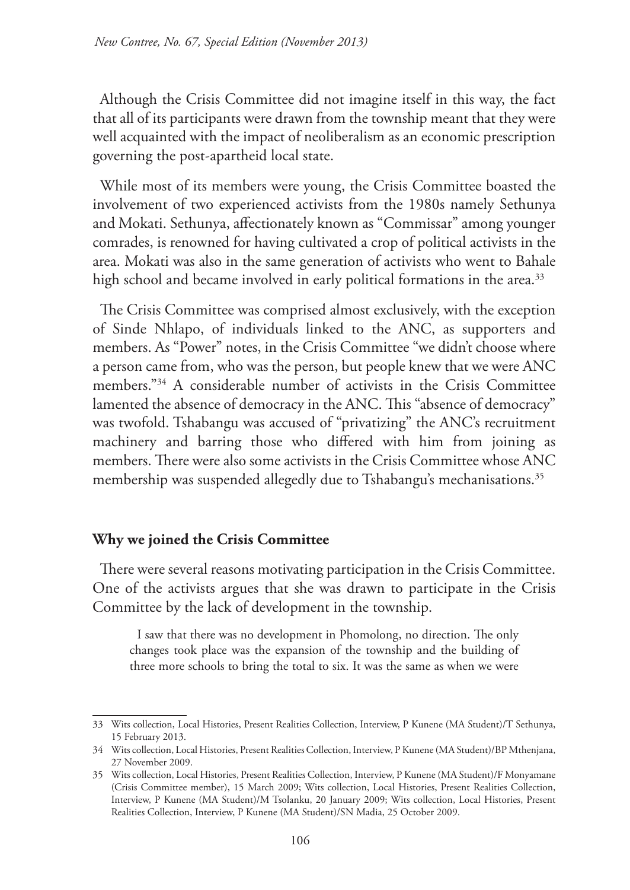Although the Crisis Committee did not imagine itself in this way, the fact that all of its participants were drawn from the township meant that they were well acquainted with the impact of neoliberalism as an economic prescription governing the post-apartheid local state.

While most of its members were young, the Crisis Committee boasted the involvement of two experienced activists from the 1980s namely Sethunya and Mokati. Sethunya, affectionately known as "Commissar" among younger comrades, is renowned for having cultivated a crop of political activists in the area. Mokati was also in the same generation of activists who went to Bahale high school and became involved in early political formations in the area.[33]

The Crisis Committee was comprised almost exclusively, with the exception of Sinde Nhlapo, of individuals linked to the ANC, as supporters and members. As "Power" notes, in the Crisis Committee "we didn't choose where a person came from, who was the person, but people knew that we were ANC members."[34] A considerable number of activists in the Crisis Committee lamented the absence of democracy in the ANC. This "absence of democracy" was twofold. Tshabangu was accused of "privatizing" the ANC's recruitment machinery and barring those who differed with him from joining as members. There were also some activists in the Crisis Committee whose ANC membership was suspended allegedly due to Tshabangu's mechanisations.[35]

## Why we joined the Crisis Committee

There were several reasons motivating participation in the Crisis Committee. One of the activists argues that she was drawn to participate in the Crisis Committee by the lack of development in the township.

> I saw that there was no development in Phomolong, no direction. The only changes took place was the expansion of the township and the building of three more schools to bring the total to six. It was the same as when we were

---

33 Wits collection, Local Histories, Present Realities Collection, Interview, P Kunene (MA Student)/T Sethunya, 15 February 2013.

34 Wits collection, Local Histories, Present Realities Collection, Interview, P Kunene (MA Student)/BP Mthenjana, 27 November 2009.

35 Wits collection, Local Histories, Present Realities Collection, Interview, P Kunene (MA Student)/F Monyamane (Crisis Committee member), 15 March 2009; Wits collection, Local Histories, Present Realities Collection, Interview, P Kunene (MA Student)/M Tsolanku, 20 January 2009; Wits collection, Local Histories, Present Realities Collection, Interview, P Kunene (MA Student)/SN Madia, 25 October 2009.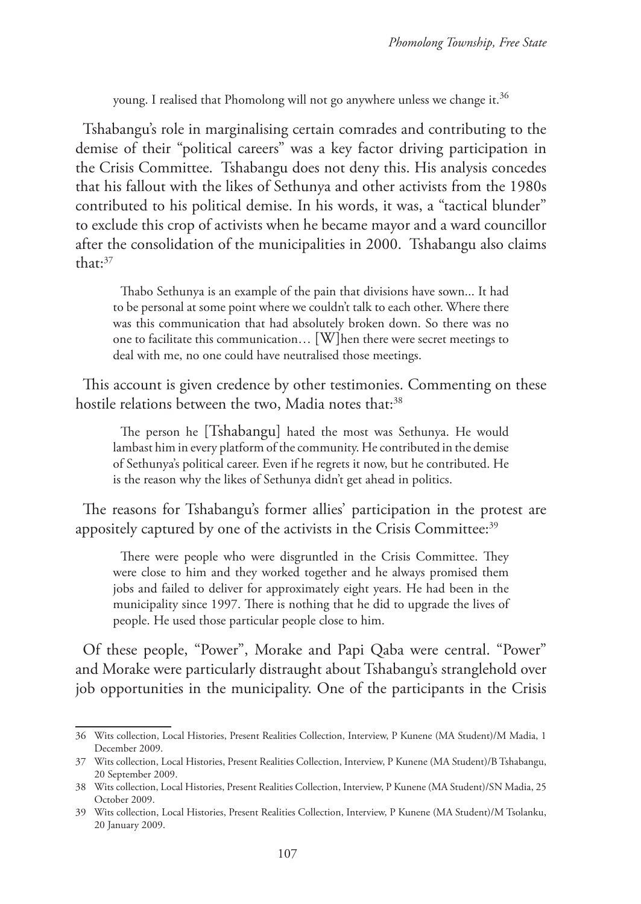young. I realised that Phomolong will not go anywhere unless we change it.[36]

Tshabangu's role in marginalising certain comrades and contributing to the demise of their "political careers" was a key factor driving participation in the Crisis Committee. Tshabangu does not deny this. His analysis concedes that his fallout with the likes of Sethunya and other activists from the 1980s contributed to his political demise. In his words, it was, a "tactical blunder" to exclude this crop of activists when he became mayor and a ward councillor after the consolidation of the municipalities in 2000. Tshabangu also claims that:[37]

> Thabo Sethunya is an example of the pain that divisions have sown... It had to be personal at some point where we couldn't talk to each other. Where there was this communication that had absolutely broken down. So there was no one to facilitate this communication… [W]hen there were secret meetings to deal with me, no one could have neutralised those meetings.

This account is given credence by other testimonies. Commenting on these hostile relations between the two, Madia notes that:[38]

> The person he [Tshabangu] hated the most was Sethunya. He would lambast him in every platform of the community. He contributed in the demise of Sethunya's political career. Even if he regrets it now, but he contributed. He is the reason why the likes of Sethunya didn't get ahead in politics.

The reasons for Tshabangu's former allies' participation in the protest are appositely captured by one of the activists in the Crisis Committee:[39]

> There were people who were disgruntled in the Crisis Committee. They were close to him and they worked together and he always promised them jobs and failed to deliver for approximately eight years. He had been in the municipality since 1997. There is nothing that he did to upgrade the lives of people. He used those particular people close to him.

Of these people, "Power", Morake and Papi Qaba were central. "Power" and Morake were particularly distraught about Tshabangu's stranglehold over job opportunities in the municipality. One of the participants in the Crisis

---

36 Wits collection, Local Histories, Present Realities Collection, Interview, P Kunene (MA Student)/M Madia, 1 December 2009.

37 Wits collection, Local Histories, Present Realities Collection, Interview, P Kunene (MA Student)/B Tshabangu, 20 September 2009.

38 Wits collection, Local Histories, Present Realities Collection, Interview, P Kunene (MA Student)/SN Madia, 25 October 2009.

39 Wits collection, Local Histories, Present Realities Collection, Interview, P Kunene (MA Student)/M Tsolanku, 20 January 2009.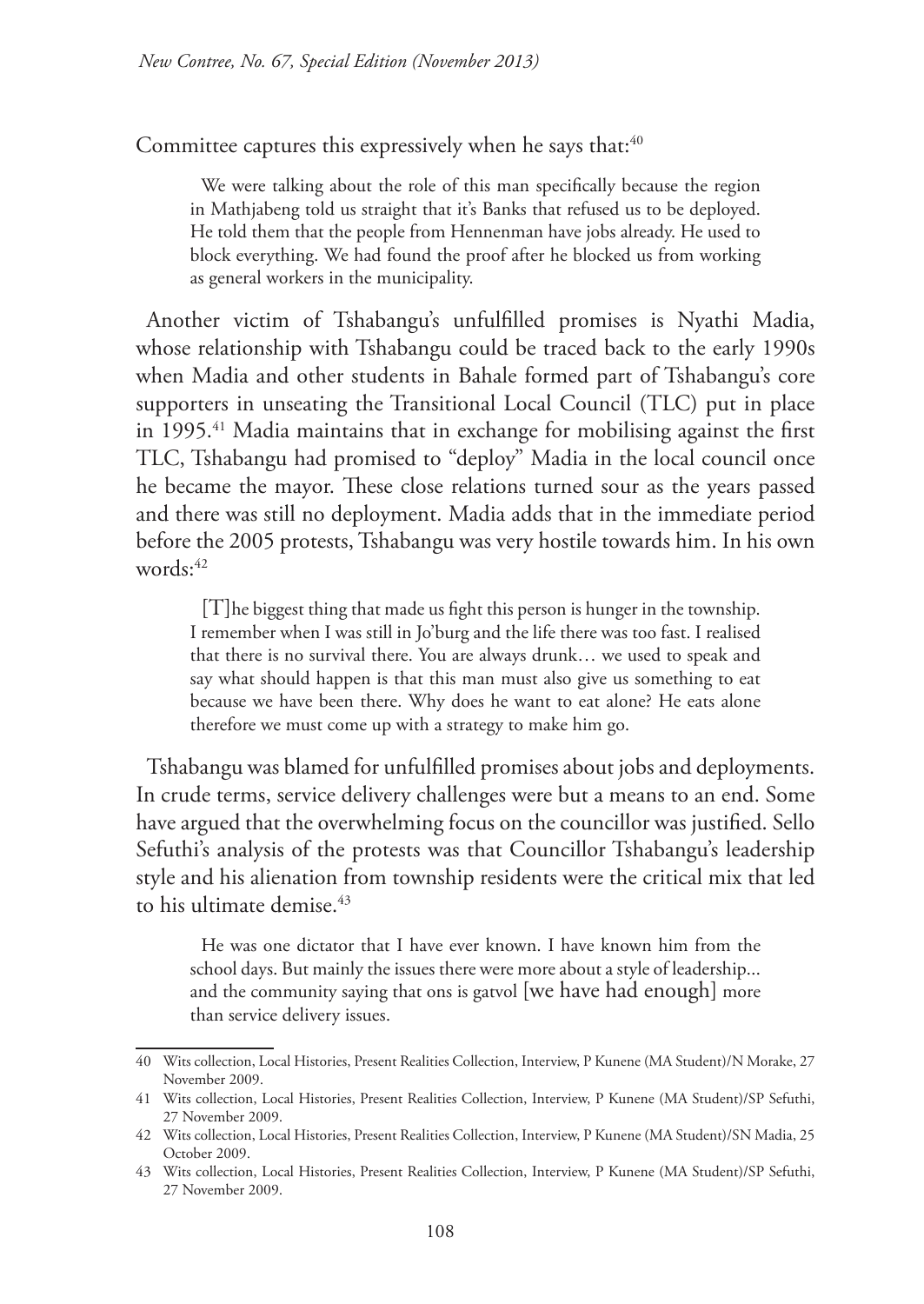Committee captures this expressively when he says that:[40]

> We were talking about the role of this man specifically because the region in Mathjabeng told us straight that it's Banks that refused us to be deployed. He told them that the people from Hennenman have jobs already. He used to block everything. We had found the proof after he blocked us from working as general workers in the municipality.

Another victim of Tshabangu's unfulfilled promises is Nyathi Madia, whose relationship with Tshabangu could be traced back to the early 1990s when Madia and other students in Bahale formed part of Tshabangu's core supporters in unseating the Transitional Local Council (TLC) put in place in 1995.[41] Madia maintains that in exchange for mobilising against the first TLC, Tshabangu had promised to "deploy" Madia in the local council once he became the mayor. These close relations turned sour as the years passed and there was still no deployment. Madia adds that in the immediate period before the 2005 protests, Tshabangu was very hostile towards him. In his own words:[42]

> [T]he biggest thing that made us fight this person is hunger in the township. I remember when I was still in Jo'burg and the life there was too fast. I realised that there is no survival there. You are always drunk… we used to speak and say what should happen is that this man must also give us something to eat because we have been there. Why does he want to eat alone? He eats alone therefore we must come up with a strategy to make him go.

Tshabangu was blamed for unfulfilled promises about jobs and deployments. In crude terms, service delivery challenges were but a means to an end. Some have argued that the overwhelming focus on the councillor was justified. Sello Sefuthi's analysis of the protests was that Councillor Tshabangu's leadership style and his alienation from township residents were the critical mix that led to his ultimate demise.[43]

> He was one dictator that I have ever known. I have known him from the school days. But mainly the issues there were more about a style of leadership... and the community saying that ons is gatvol [we have had enough] more than service delivery issues.

---

40 Wits collection, Local Histories, Present Realities Collection, Interview, P Kunene (MA Student)/N Morake, 27 November 2009.

41 Wits collection, Local Histories, Present Realities Collection, Interview, P Kunene (MA Student)/SP Sefuthi, 27 November 2009.

42 Wits collection, Local Histories, Present Realities Collection, Interview, P Kunene (MA Student)/SN Madia, 25 October 2009.

43 Wits collection, Local Histories, Present Realities Collection, Interview, P Kunene (MA Student)/SP Sefuthi, 27 November 2009.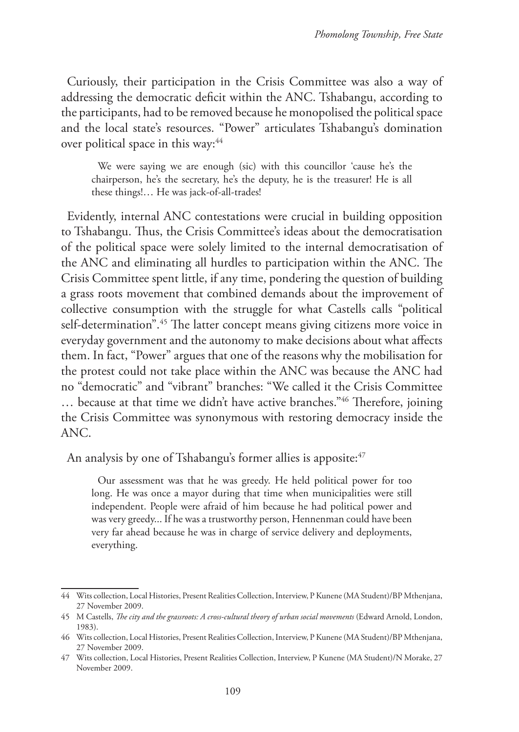Curiously, their participation in the Crisis Committee was also a way of addressing the democratic deficit within the ANC. Tshabangu, according to the participants, had to be removed because he monopolised the political space and the local state's resources. "Power" articulates Tshabangu's domination over political space in this way:[44]

> We were saying we are enough (sic) with this councillor 'cause he's the chairperson, he's the secretary, he's the deputy, he is the treasurer! He is all these things!… He was jack-of-all-trades!

Evidently, internal ANC contestations were crucial in building opposition to Tshabangu. Thus, the Crisis Committee's ideas about the democratisation of the political space were solely limited to the internal democratisation of the ANC and eliminating all hurdles to participation within the ANC. The Crisis Committee spent little, if any time, pondering the question of building a grass roots movement that combined demands about the improvement of collective consumption with the struggle for what Castells calls "political self-determination".[45] The latter concept means giving citizens more voice in everyday government and the autonomy to make decisions about what affects them. In fact, "Power" argues that one of the reasons why the mobilisation for the protest could not take place within the ANC was because the ANC had no "democratic" and "vibrant" branches: "We called it the Crisis Committee … because at that time we didn't have active branches."[46] Therefore, joining the Crisis Committee was synonymous with restoring democracy inside the ANC.

An analysis by one of Tshabangu's former allies is apposite:[47]

> Our assessment was that he was greedy. He held political power for too long. He was once a mayor during that time when municipalities were still independent. People were afraid of him because he had political power and was very greedy... If he was a trustworthy person, Hennenman could have been very far ahead because he was in charge of service delivery and deployments, everything.

---

44 Wits collection, Local Histories, Present Realities Collection, Interview, P Kunene (MA Student)/BP Mthenjana, 27 November 2009.

45 M Castells, *The city and the grassroots: A cross-cultural theory of urban social movements* (Edward Arnold, London, 1983).

46 Wits collection, Local Histories, Present Realities Collection, Interview, P Kunene (MA Student)/BP Mthenjana, 27 November 2009.

47 Wits collection, Local Histories, Present Realities Collection, Interview, P Kunene (MA Student)/N Morake, 27 November 2009.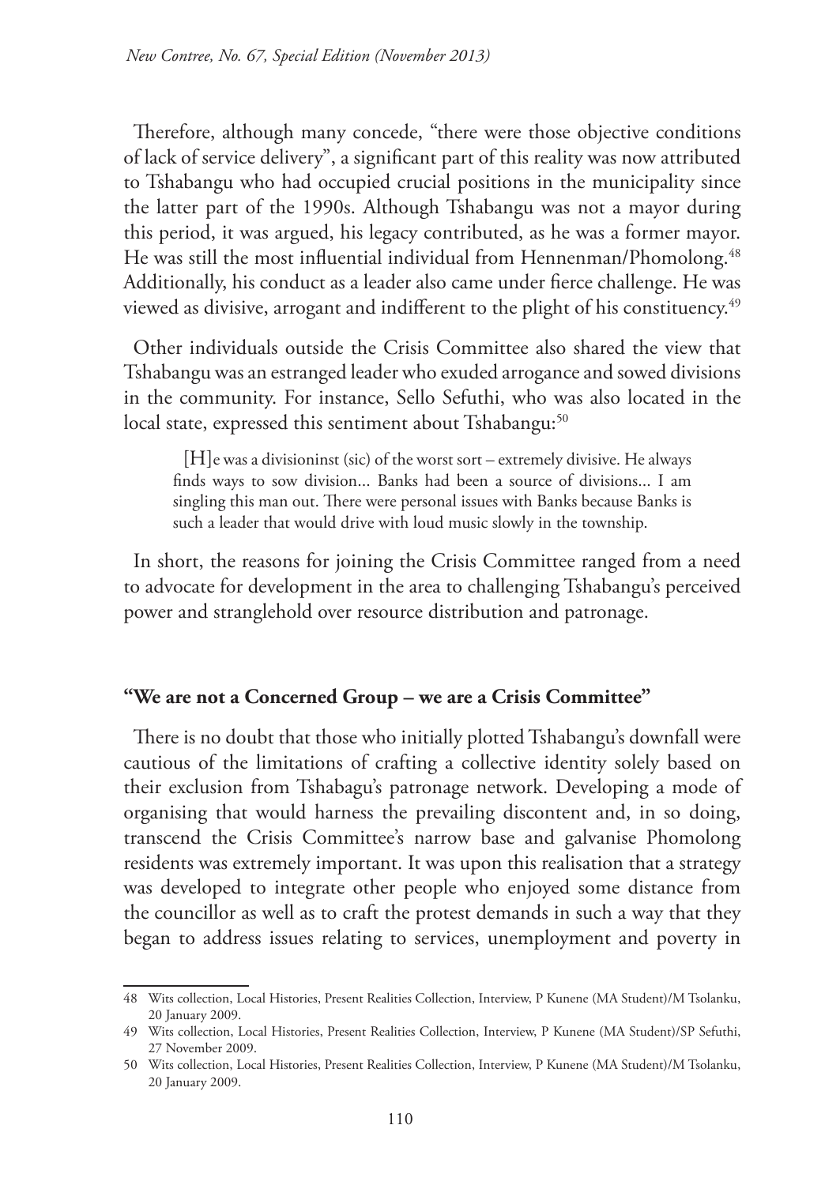Therefore, although many concede, "there were those objective conditions of lack of service delivery", a significant part of this reality was now attributed to Tshabangu who had occupied crucial positions in the municipality since the latter part of the 1990s. Although Tshabangu was not a mayor during this period, it was argued, his legacy contributed, as he was a former mayor. He was still the most influential individual from Hennenman/Phomolong.[48] Additionally, his conduct as a leader also came under fierce challenge. He was viewed as divisive, arrogant and indifferent to the plight of his constituency.[49]

Other individuals outside the Crisis Committee also shared the view that Tshabangu was an estranged leader who exuded arrogance and sowed divisions in the community. For instance, Sello Sefuthi, who was also located in the local state, expressed this sentiment about Tshabangu:[50]

> [H]e was a divisioninst (sic) of the worst sort – extremely divisive. He always finds ways to sow division... Banks had been a source of divisions... I am singling this man out. There were personal issues with Banks because Banks is such a leader that would drive with loud music slowly in the township.

In short, the reasons for joining the Crisis Committee ranged from a need to advocate for development in the area to challenging Tshabangu's perceived power and stranglehold over resource distribution and patronage.

## "We are not a Concerned Group – we are a Crisis Committee"

There is no doubt that those who initially plotted Tshabangu's downfall were cautious of the limitations of crafting a collective identity solely based on their exclusion from Tshabagu's patronage network. Developing a mode of organising that would harness the prevailing discontent and, in so doing, transcend the Crisis Committee's narrow base and galvanise Phomolong residents was extremely important. It was upon this realisation that a strategy was developed to integrate other people who enjoyed some distance from the councillor as well as to craft the protest demands in such a way that they began to address issues relating to services, unemployment and poverty in

---

48 Wits collection, Local Histories, Present Realities Collection, Interview, P Kunene (MA Student)/M Tsolanku, 20 January 2009.

49 Wits collection, Local Histories, Present Realities Collection, Interview, P Kunene (MA Student)/SP Sefuthi, 27 November 2009.

50 Wits collection, Local Histories, Present Realities Collection, Interview, P Kunene (MA Student)/M Tsolanku, 20 January 2009.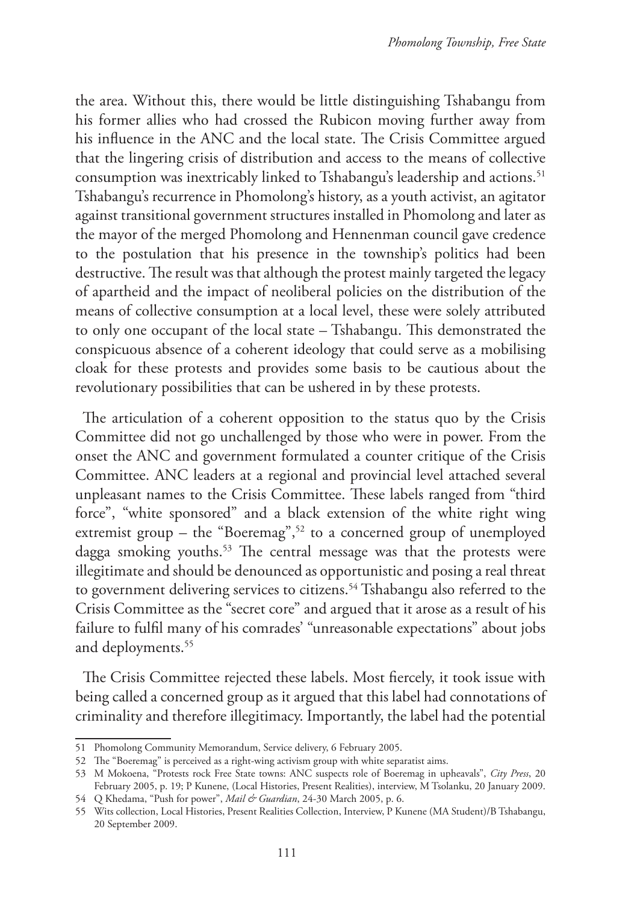the area. Without this, there would be little distinguishing Tshabangu from his former allies who had crossed the Rubicon moving further away from his influence in the ANC and the local state. The Crisis Committee argued that the lingering crisis of distribution and access to the means of collective consumption was inextricably linked to Tshabangu's leadership and actions.[51] Tshabangu's recurrence in Phomolong's history, as a youth activist, an agitator against transitional government structures installed in Phomolong and later as the mayor of the merged Phomolong and Hennenman council gave credence to the postulation that his presence in the township's politics had been destructive. The result was that although the protest mainly targeted the legacy of apartheid and the impact of neoliberal policies on the distribution of the means of collective consumption at a local level, these were solely attributed to only one occupant of the local state – Tshabangu. This demonstrated the conspicuous absence of a coherent ideology that could serve as a mobilising cloak for these protests and provides some basis to be cautious about the revolutionary possibilities that can be ushered in by these protests.

The articulation of a coherent opposition to the status quo by the Crisis Committee did not go unchallenged by those who were in power. From the onset the ANC and government formulated a counter critique of the Crisis Committee. ANC leaders at a regional and provincial level attached several unpleasant names to the Crisis Committee. These labels ranged from "third force", "white sponsored" and a black extension of the white right wing extremist group – the "Boeremag",[52] to a concerned group of unemployed dagga smoking youths.[53] The central message was that the protests were illegitimate and should be denounced as opportunistic and posing a real threat to government delivering services to citizens.[54] Tshabangu also referred to the Crisis Committee as the "secret core" and argued that it arose as a result of his failure to fulfil many of his comrades' "unreasonable expectations" about jobs and deployments.[55]

The Crisis Committee rejected these labels. Most fiercely, it took issue with being called a concerned group as it argued that this label had connotations of criminality and therefore illegitimacy. Importantly, the label had the potential

---

51 Phomolong Community Memorandum, Service delivery, 6 February 2005.

52 The "Boeremag" is perceived as a right-wing activism group with white separatist aims.

53 M Mokoena, "Protests rock Free State towns: ANC suspects role of Boeremag in upheavals", *City Press*, 20 February 2005, p. 19; P Kunene, (Local Histories, Present Realities), interview, M Tsolanku, 20 January 2009.

54 Q Khedama, "Push for power", *Mail & Guardian*, 24-30 March 2005, p. 6.

55 Wits collection, Local Histories, Present Realities Collection, Interview, P Kunene (MA Student)/B Tshabangu, 20 September 2009.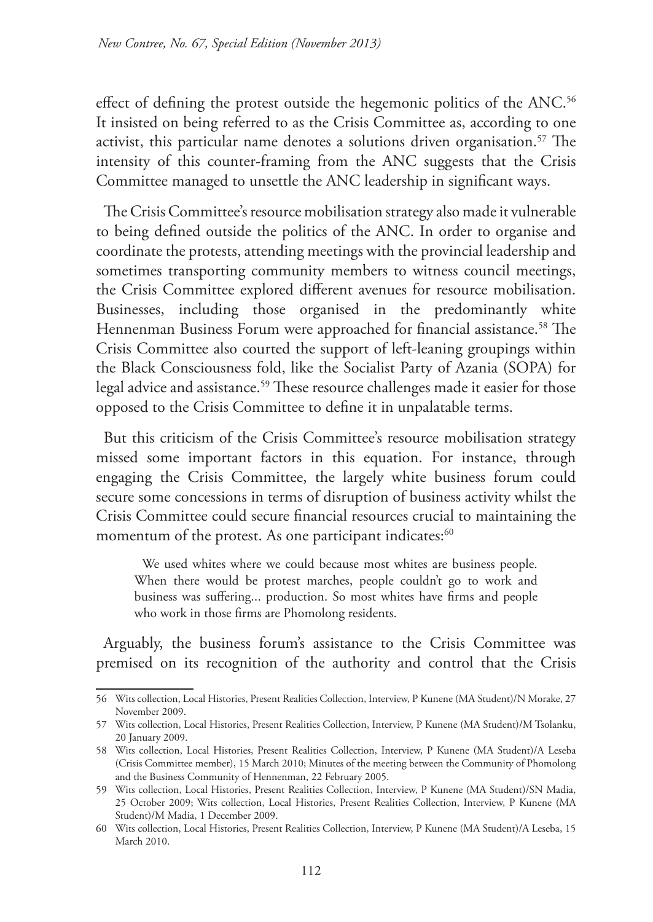effect of defining the protest outside the hegemonic politics of the ANC.[56] It insisted on being referred to as the Crisis Committee as, according to one activist, this particular name denotes a solutions driven organisation.[57] The intensity of this counter-framing from the ANC suggests that the Crisis Committee managed to unsettle the ANC leadership in significant ways.

The Crisis Committee's resource mobilisation strategy also made it vulnerable to being defined outside the politics of the ANC. In order to organise and coordinate the protests, attending meetings with the provincial leadership and sometimes transporting community members to witness council meetings, the Crisis Committee explored different avenues for resource mobilisation. Businesses, including those organised in the predominantly white Hennenman Business Forum were approached for financial assistance.[58] The Crisis Committee also courted the support of left-leaning groupings within the Black Consciousness fold, like the Socialist Party of Azania (SOPA) for legal advice and assistance.[59] These resource challenges made it easier for those opposed to the Crisis Committee to define it in unpalatable terms.

But this criticism of the Crisis Committee's resource mobilisation strategy missed some important factors in this equation. For instance, through engaging the Crisis Committee, the largely white business forum could secure some concessions in terms of disruption of business activity whilst the Crisis Committee could secure financial resources crucial to maintaining the momentum of the protest. As one participant indicates:[60]

> We used whites where we could because most whites are business people. When there would be protest marches, people couldn't go to work and business was suffering... production. So most whites have firms and people who work in those firms are Phomolong residents.

Arguably, the business forum's assistance to the Crisis Committee was premised on its recognition of the authority and control that the Crisis

---

56 Wits collection, Local Histories, Present Realities Collection, Interview, P Kunene (MA Student)/N Morake, 27 November 2009.

57 Wits collection, Local Histories, Present Realities Collection, Interview, P Kunene (MA Student)/M Tsolanku, 20 January 2009.

58 Wits collection, Local Histories, Present Realities Collection, Interview, P Kunene (MA Student)/A Leseba (Crisis Committee member), 15 March 2010; Minutes of the meeting between the Community of Phomolong and the Business Community of Hennenman, 22 February 2005.

59 Wits collection, Local Histories, Present Realities Collection, Interview, P Kunene (MA Student)/SN Madia, 25 October 2009; Wits collection, Local Histories, Present Realities Collection, Interview, P Kunene (MA Student)/M Madia, 1 December 2009.

60 Wits collection, Local Histories, Present Realities Collection, Interview, P Kunene (MA Student)/A Leseba, 15 March 2010.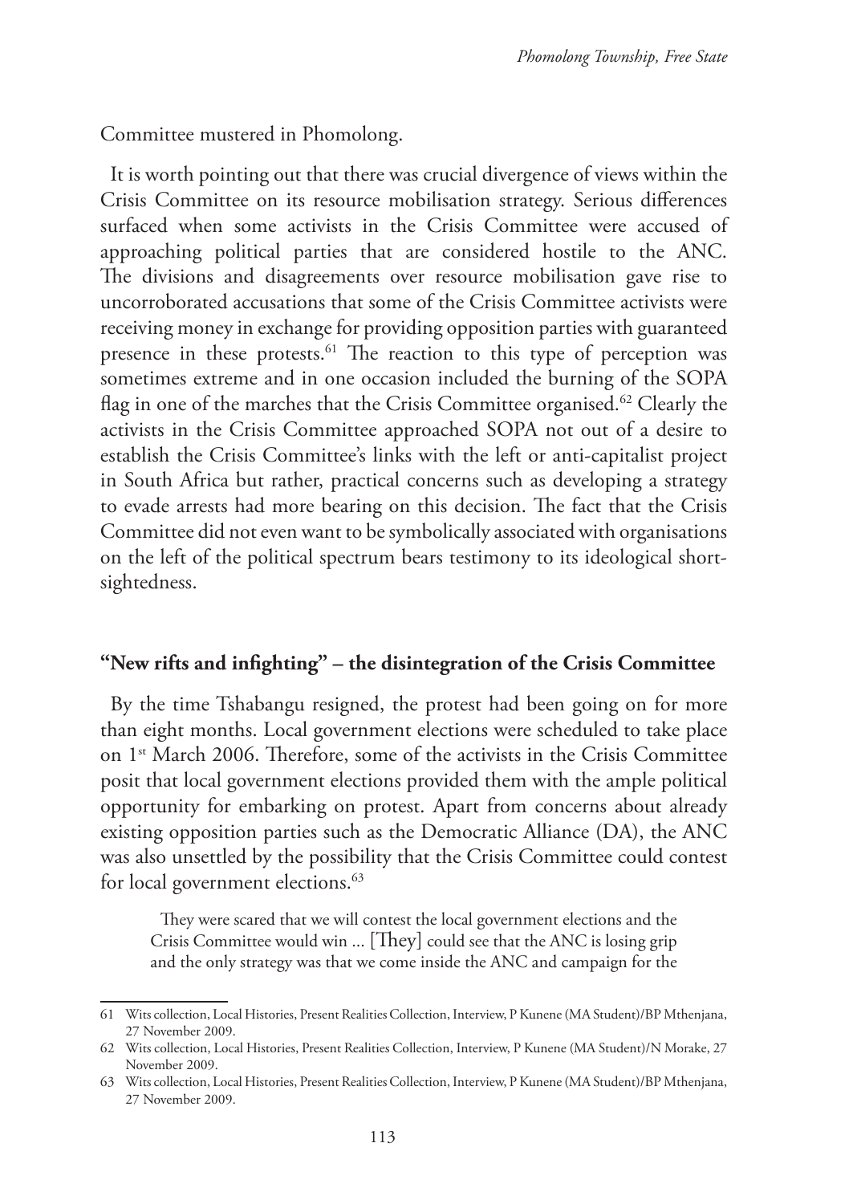Committee mustered in Phomolong.

It is worth pointing out that there was crucial divergence of views within the Crisis Committee on its resource mobilisation strategy. Serious differences surfaced when some activists in the Crisis Committee were accused of approaching political parties that are considered hostile to the ANC. The divisions and disagreements over resource mobilisation gave rise to uncorroborated accusations that some of the Crisis Committee activists were receiving money in exchange for providing opposition parties with guaranteed presence in these protests.[61] The reaction to this type of perception was sometimes extreme and in one occasion included the burning of the SOPA flag in one of the marches that the Crisis Committee organised.[62] Clearly the activists in the Crisis Committee approached SOPA not out of a desire to establish the Crisis Committee's links with the left or anti-capitalist project in South Africa but rather, practical concerns such as developing a strategy to evade arrests had more bearing on this decision. The fact that the Crisis Committee did not even want to be symbolically associated with organisations on the left of the political spectrum bears testimony to its ideological short-sightedness.

## "New rifts and infighting" – the disintegration of the Crisis Committee

By the time Tshabangu resigned, the protest had been going on for more than eight months. Local government elections were scheduled to take place on 1st March 2006. Therefore, some of the activists in the Crisis Committee posit that local government elections provided them with the ample political opportunity for embarking on protest. Apart from concerns about already existing opposition parties such as the Democratic Alliance (DA), the ANC was also unsettled by the possibility that the Crisis Committee could contest for local government elections.[63]

> They were scared that we will contest the local government elections and the Crisis Committee would win ... [They] could see that the ANC is losing grip and the only strategy was that we come inside the ANC and campaign for the

---

61 Wits collection, Local Histories, Present Realities Collection, Interview, P Kunene (MA Student)/BP Mthenjana, 27 November 2009.

62 Wits collection, Local Histories, Present Realities Collection, Interview, P Kunene (MA Student)/N Morake, 27 November 2009.

63 Wits collection, Local Histories, Present Realities Collection, Interview, P Kunene (MA Student)/BP Mthenjana, 27 November 2009.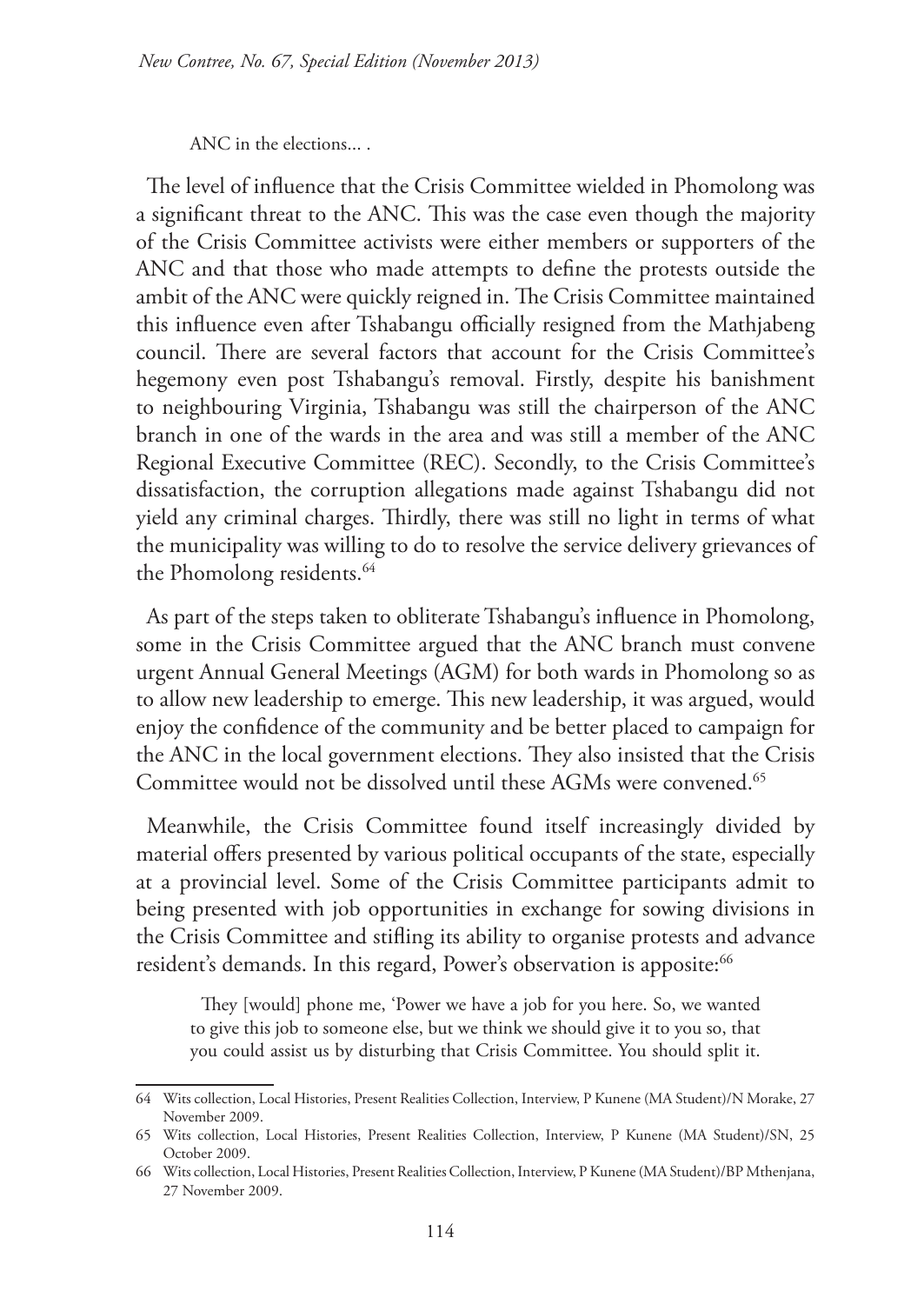ANC in the elections... .

The level of influence that the Crisis Committee wielded in Phomolong was a significant threat to the ANC. This was the case even though the majority of the Crisis Committee activists were either members or supporters of the ANC and that those who made attempts to define the protests outside the ambit of the ANC were quickly reigned in. The Crisis Committee maintained this influence even after Tshabangu officially resigned from the Mathjabeng council. There are several factors that account for the Crisis Committee's hegemony even post Tshabangu's removal. Firstly, despite his banishment to neighbouring Virginia, Tshabangu was still the chairperson of the ANC branch in one of the wards in the area and was still a member of the ANC Regional Executive Committee (REC). Secondly, to the Crisis Committee's dissatisfaction, the corruption allegations made against Tshabangu did not yield any criminal charges. Thirdly, there was still no light in terms of what the municipality was willing to do to resolve the service delivery grievances of the Phomolong residents.[64]

As part of the steps taken to obliterate Tshabangu's influence in Phomolong, some in the Crisis Committee argued that the ANC branch must convene urgent Annual General Meetings (AGM) for both wards in Phomolong so as to allow new leadership to emerge. This new leadership, it was argued, would enjoy the confidence of the community and be better placed to campaign for the ANC in the local government elections. They also insisted that the Crisis Committee would not be dissolved until these AGMs were convened.[65]

Meanwhile, the Crisis Committee found itself increasingly divided by material offers presented by various political occupants of the state, especially at a provincial level. Some of the Crisis Committee participants admit to being presented with job opportunities in exchange for sowing divisions in the Crisis Committee and stifling its ability to organise protests and advance resident's demands. In this regard, Power's observation is apposite:[66]

> They [would] phone me, 'Power we have a job for you here. So, we wanted to give this job to someone else, but we think we should give it to you so, that you could assist us by disturbing that Crisis Committee. You should split it.

---

64 Wits collection, Local Histories, Present Realities Collection, Interview, P Kunene (MA Student)/N Morake, 27 November 2009.

65 Wits collection, Local Histories, Present Realities Collection, Interview, P Kunene (MA Student)/SN, 25 October 2009.

66 Wits collection, Local Histories, Present Realities Collection, Interview, P Kunene (MA Student)/BP Mthenjana, 27 November 2009.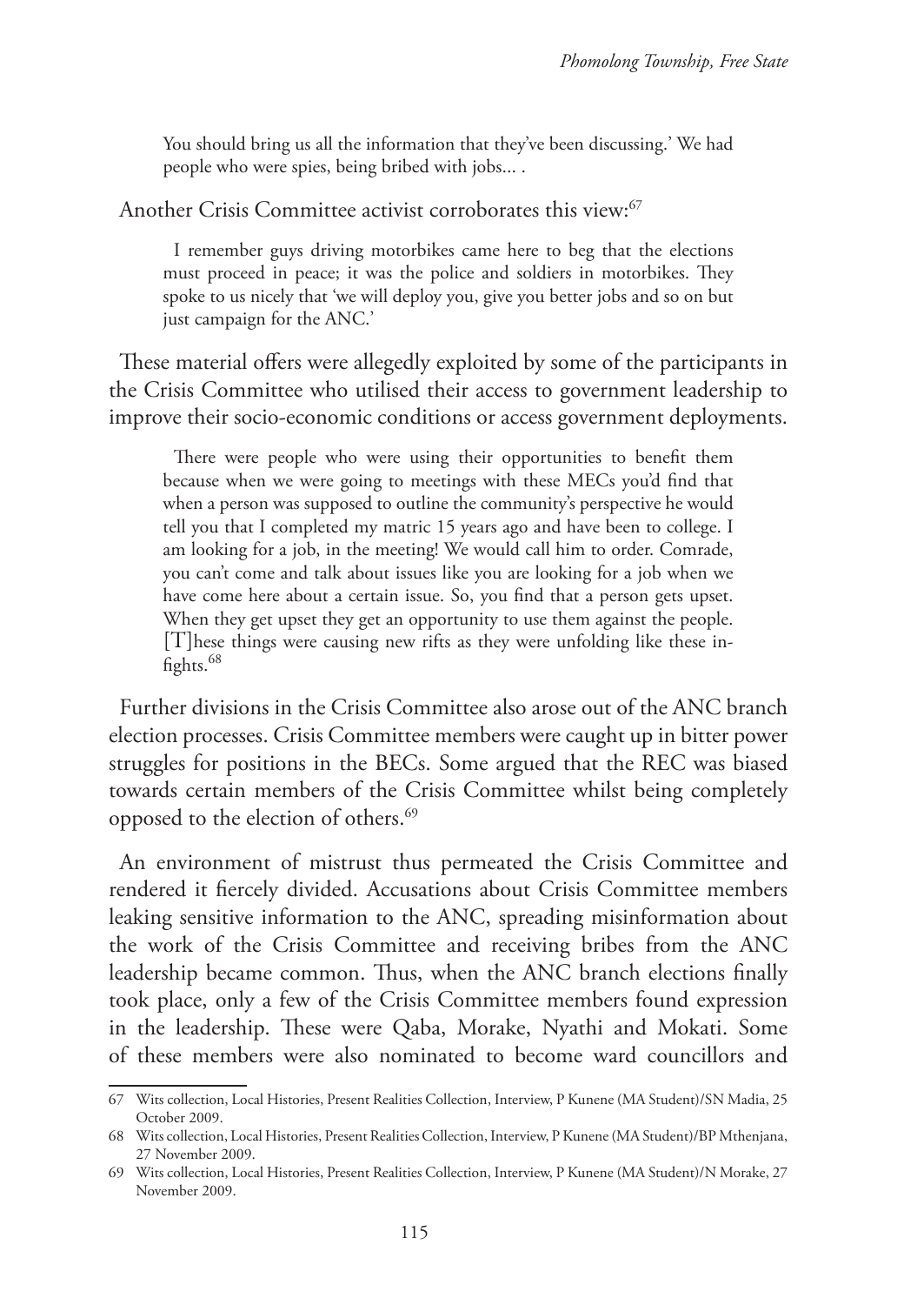> You should bring us all the information that they've been discussing.' We had people who were spies, being bribed with jobs... .

Another Crisis Committee activist corroborates this view:[67]

> I remember guys driving motorbikes came here to beg that the elections must proceed in peace; it was the police and soldiers in motorbikes. They spoke to us nicely that 'we will deploy you, give you better jobs and so on but just campaign for the ANC.'

These material offers were allegedly exploited by some of the participants in the Crisis Committee who utilised their access to government leadership to improve their socio-economic conditions or access government deployments.

> There were people who were using their opportunities to benefit them because when we were going to meetings with these MECs you'd find that when a person was supposed to outline the community's perspective he would tell you that I completed my matric 15 years ago and have been to college. I am looking for a job, in the meeting! We would call him to order. Comrade, you can't come and talk about issues like you are looking for a job when we have come here about a certain issue. So, you find that a person gets upset. When they get upset they get an opportunity to use them against the people. [T]hese things were causing new rifts as they were unfolding like these in-fights.[68]

Further divisions in the Crisis Committee also arose out of the ANC branch election processes. Crisis Committee members were caught up in bitter power struggles for positions in the BECs. Some argued that the REC was biased towards certain members of the Crisis Committee whilst being completely opposed to the election of others.[69]

An environment of mistrust thus permeated the Crisis Committee and rendered it fiercely divided. Accusations about Crisis Committee members leaking sensitive information to the ANC, spreading misinformation about the work of the Crisis Committee and receiving bribes from the ANC leadership became common. Thus, when the ANC branch elections finally took place, only a few of the Crisis Committee members found expression in the leadership. These were Qaba, Morake, Nyathi and Mokati. Some of these members were also nominated to become ward councillors and

---

67 Wits collection, Local Histories, Present Realities Collection, Interview, P Kunene (MA Student)/SN Madia, 25 October 2009.

68 Wits collection, Local Histories, Present Realities Collection, Interview, P Kunene (MA Student)/BP Mthenjana, 27 November 2009.

69 Wits collection, Local Histories, Present Realities Collection, Interview, P Kunene (MA Student)/N Morake, 27 November 2009.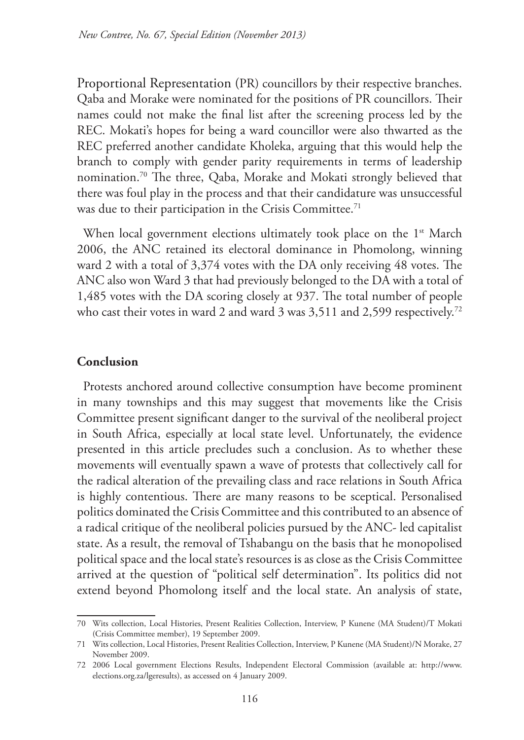Proportional Representation (PR) councillors by their respective branches. Qaba and Morake were nominated for the positions of PR councillors. Their names could not make the final list after the screening process led by the REC. Mokati's hopes for being a ward councillor were also thwarted as the REC preferred another candidate Kholeka, arguing that this would help the branch to comply with gender parity requirements in terms of leadership nomination.[70] The three, Qaba, Morake and Mokati strongly believed that there was foul play in the process and that their candidature was unsuccessful was due to their participation in the Crisis Committee.[71]

When local government elections ultimately took place on the 1st March 2006, the ANC retained its electoral dominance in Phomolong, winning ward 2 with a total of 3,374 votes with the DA only receiving 48 votes. The ANC also won Ward 3 that had previously belonged to the DA with a total of 1,485 votes with the DA scoring closely at 937. The total number of people who cast their votes in ward 2 and ward 3 was 3,511 and 2,599 respectively.[72]

## Conclusion

Protests anchored around collective consumption have become prominent in many townships and this may suggest that movements like the Crisis Committee present significant danger to the survival of the neoliberal project in South Africa, especially at local state level. Unfortunately, the evidence presented in this article precludes such a conclusion. As to whether these movements will eventually spawn a wave of protests that collectively call for the radical alteration of the prevailing class and race relations in South Africa is highly contentious. There are many reasons to be sceptical. Personalised politics dominated the Crisis Committee and this contributed to an absence of a radical critique of the neoliberal policies pursued by the ANC- led capitalist state. As a result, the removal of Tshabangu on the basis that he monopolised political space and the local state's resources is as close as the Crisis Committee arrived at the question of "political self determination". Its politics did not extend beyond Phomolong itself and the local state. An analysis of state,

70 Wits collection, Local Histories, Present Realities Collection, Interview, P Kunene (MA Student)/T Mokati (Crisis Committee member), 19 September 2009.

71 Wits collection, Local Histories, Present Realities Collection, Interview, P Kunene (MA Student)/N Morake, 27 November 2009.

72 2006 Local government Elections Results, Independent Electoral Commission (available at: http://www.elections.org.za/lgeresults), as accessed on 4 January 2009.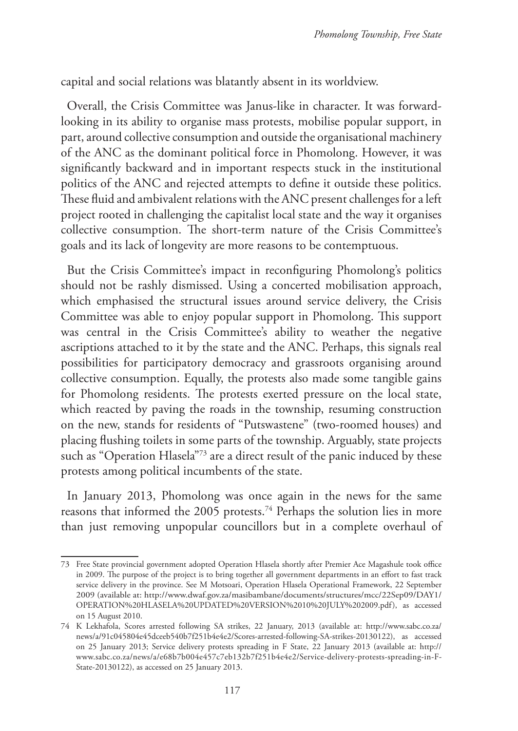capital and social relations was blatantly absent in its worldview.

Overall, the Crisis Committee was Janus-like in character. It was forward-looking in its ability to organise mass protests, mobilise popular support, in part, around collective consumption and outside the organisational machinery of the ANC as the dominant political force in Phomolong. However, it was significantly backward and in important respects stuck in the institutional politics of the ANC and rejected attempts to define it outside these politics. These fluid and ambivalent relations with the ANC present challenges for a left project rooted in challenging the capitalist local state and the way it organises collective consumption. The short-term nature of the Crisis Committee's goals and its lack of longevity are more reasons to be contemptuous.

But the Crisis Committee's impact in reconfiguring Phomolong's politics should not be rashly dismissed. Using a concerted mobilisation approach, which emphasised the structural issues around service delivery, the Crisis Committee was able to enjoy popular support in Phomolong. This support was central in the Crisis Committee's ability to weather the negative ascriptions attached to it by the state and the ANC. Perhaps, this signals real possibilities for participatory democracy and grassroots organising around collective consumption. Equally, the protests also made some tangible gains for Phomolong residents. The protests exerted pressure on the local state, which reacted by paving the roads in the township, resuming construction on the new, stands for residents of "Putswastene" (two-roomed houses) and placing flushing toilets in some parts of the township. Arguably, state projects such as "Operation Hlasela"[73] are a direct result of the panic induced by these protests among political incumbents of the state.

In January 2013, Phomolong was once again in the news for the same reasons that informed the 2005 protests.[74] Perhaps the solution lies in more than just removing unpopular councillors but in a complete overhaul of

---

73 Free State provincial government adopted Operation Hlasela shortly after Premier Ace Magashule took office in 2009. The purpose of the project is to bring together all government departments in an effort to fast track service delivery in the province. See M Motsoari, Operation Hlasela Operational Framework, 22 September 2009 (available at: http://www.dwaf.gov.za/masibambane/documents/structures/mcc/22Sep09/DAY1/OPERATION%20HLASELA%20UPDATED%20VERSION%2010%20JULY%202009.pdf), as accessed on 15 August 2010.

74 K Lekhafola, Scores arrested following SA strikes, 22 January, 2013 (available at: http://www.sabc.co.za/news/a/91c045804e45dceeb540b7f251b4e4e2/Scores-arrested-following-SA-strikes-20130122), as accessed on 25 January 2013; Service delivery protests spreading in F State, 22 January 2013 (available at: http://www.sabc.co.za/news/a/e68b7b004e457c7eb132b7f251b4e4e2/Service-delivery-protests-spreading-in-F-State-20130122), as accessed on 25 January 2013.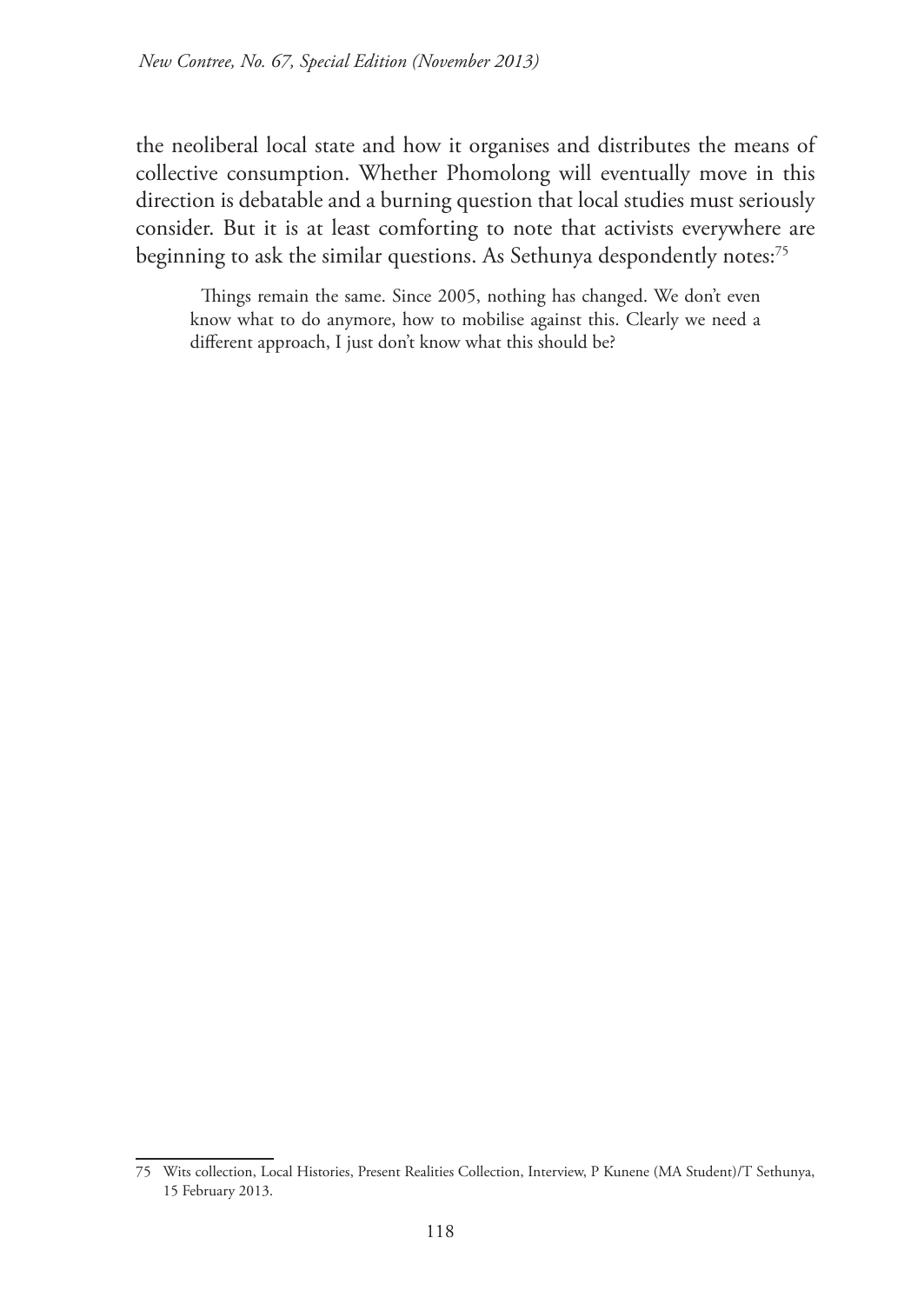the neoliberal local state and how it organises and distributes the means of collective consumption. Whether Phomolong will eventually move in this direction is debatable and a burning question that local studies must seriously consider. But it is at least comforting to note that activists everywhere are beginning to ask the similar questions. As Sethunya despondently notes:[75]

> Things remain the same. Since 2005, nothing has changed. We don't even know what to do anymore, how to mobilise against this. Clearly we need a different approach, I just don't know what this should be?

---

75 Wits collection, Local Histories, Present Realities Collection, Interview, P Kunene (MA Student)/T Sethunya, 15 February 2013.